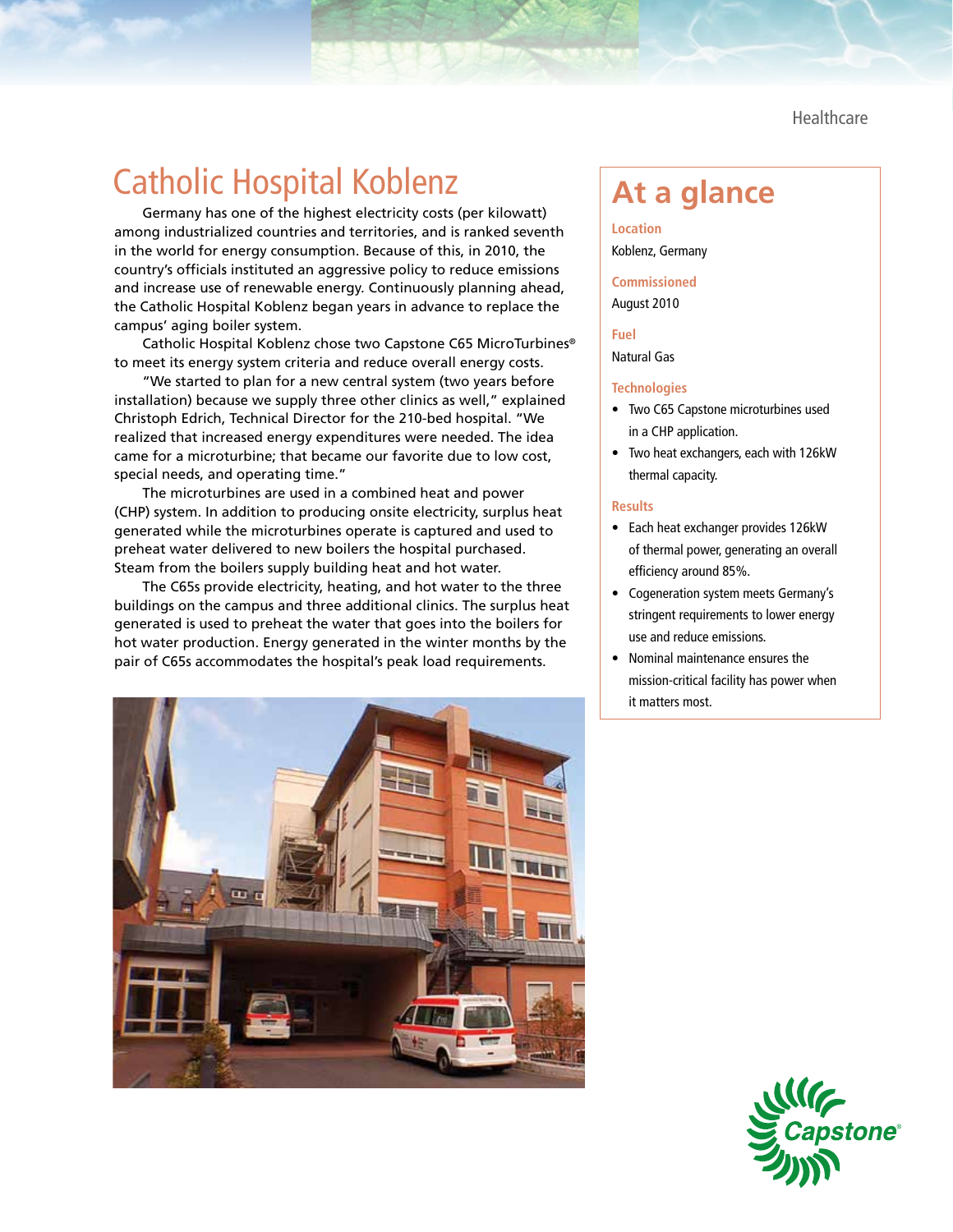Healthcare

# Catholic Hospital Koblenz

Germany has one of the highest electricity costs (per kilowatt) among industrialized countries and territories, and is ranked seventh in the world for energy consumption. Because of this, in 2010, the country's officials instituted an aggressive policy to reduce emissions and increase use of renewable energy. Continuously planning ahead, the Catholic Hospital Koblenz began years in advance to replace the campus' aging boiler system.

Catholic Hospital Koblenz chose two Capstone C65 MicroTurbines® to meet its energy system criteria and reduce overall energy costs.

"We started to plan for a new central system (two years before installation) because we supply three other clinics as well," explained Christoph Edrich, Technical Director for the 210-bed hospital. "We realized that increased energy expenditures were needed. The idea came for a microturbine; that became our favorite due to low cost, special needs, and operating time."

The microturbines are used in a combined heat and power (CHP) system. In addition to producing onsite electricity, surplus heat generated while the microturbines operate is captured and used to preheat water delivered to new boilers the hospital purchased. Steam from the boilers supply building heat and hot water.

The C65s provide electricity, heating, and hot water to the three buildings on the campus and three additional clinics. The surplus heat generated is used to preheat the water that goes into the boilers for hot water production. Energy generated in the winter months by the pair of C65s accommodates the hospital's peak load requirements.

## At a glance

**Location**

Koblenz, Germany

**Commissioned**

August 2010

**Fuel**

Natural Gas

**Technologies**

- Two C65 Capstone microturbines used in a CHP application.
- Two heat exchangers, each with 126kW thermal capacity.

**Results**

- Each heat exchanger provides 126kW of thermal power, generating an overall efficiency around 85%.
- Cogeneration system meets Germany's stringent requirements to lower energy use and reduce emissions.
- Nominal maintenance ensures the mission-critical facility has power when it matters most.

Capstone®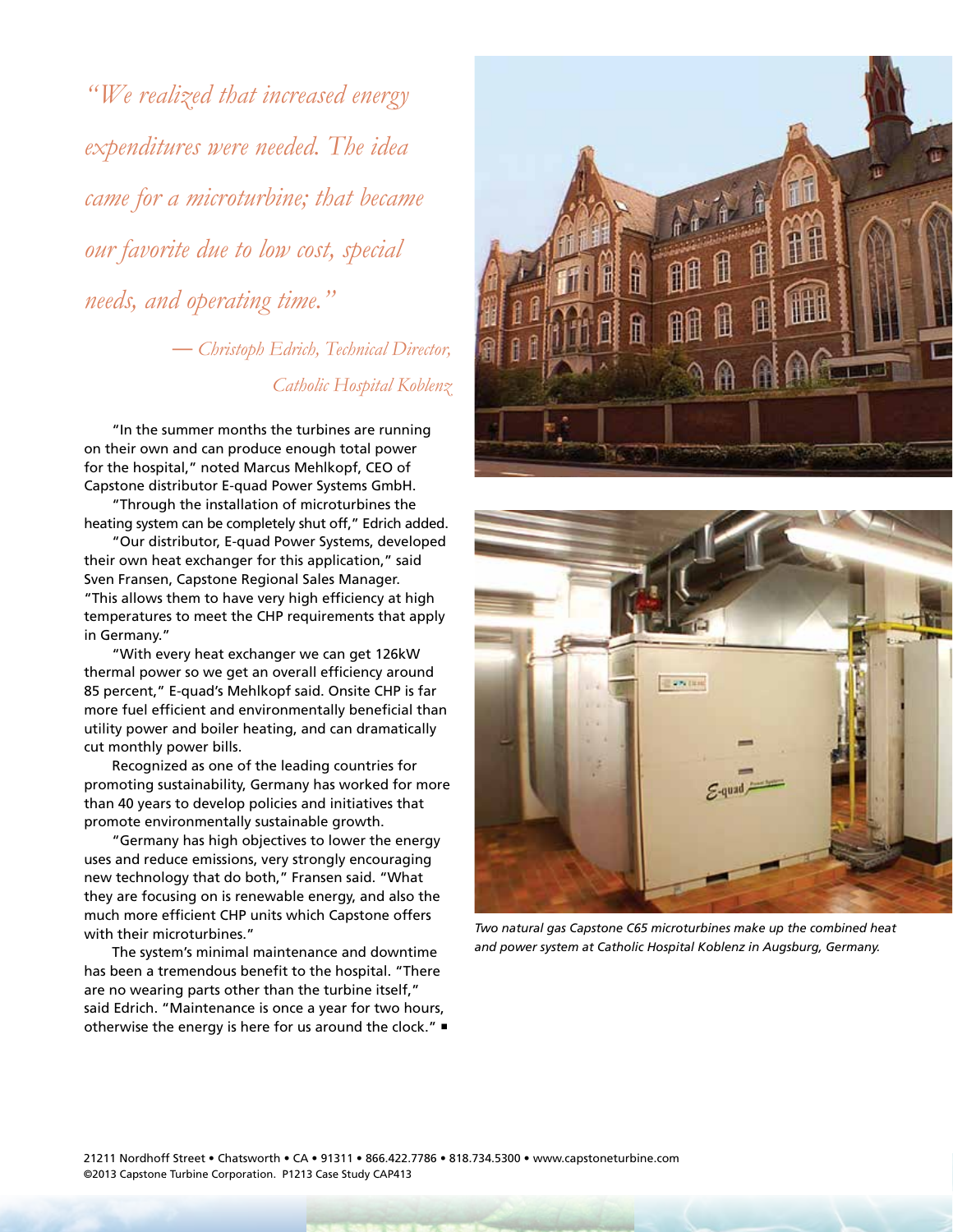*"We realized that increased energy expenditures were needed. The idea came for a microturbine; that became our favorite due to low cost, special needs, and operating time."*

*— Christoph Edrich, Technical Director, Catholic Hospital Koblenz*

"In the summer months the turbines are running on their own and can produce enough total power for the hospital," noted Marcus Mehlkopf, CEO of Capstone distributor E-quad Power Systems GmbH.

"Through the installation of microturbines the heating system can be completely shut off," Edrich added.

"Our distributor, E-quad Power Systems, developed their own heat exchanger for this application," said Sven Fransen, Capstone Regional Sales Manager. "This allows them to have very high efficiency at high temperatures to meet the CHP requirements that apply in Germany."

"With every heat exchanger we can get 126kW thermal power so we get an overall efficiency around 85 percent," E-quad's Mehlkopf said. Onsite CHP is far more fuel efficient and environmentally beneficial than utility power and boiler heating, and can dramatically cut monthly power bills.

Recognized as one of the leading countries for promoting sustainability, Germany has worked for more than 40 years to develop policies and initiatives that promote environmentally sustainable growth.

"Germany has high objectives to lower the energy uses and reduce emissions, very strongly encouraging new technology that do both," Fransen said. "What they are focusing on is renewable energy, and also the much more efficient CHP units which Capstone offers with their microturbines."

The system's minimal maintenance and downtime has been a tremendous benefit to the hospital. "There are no wearing parts other than the turbine itself," said Edrich. "Maintenance is once a year for two hours, otherwise the energy is here for us around the clock." ■

*Two natural gas Capstone C65 microturbines make up the combined heat and power system at Catholic Hospital Koblenz in Augsburg, Germany.*

21211 Nordhoff Street • Chatsworth • CA • 91311 • 866.422.7786 • 818.734.5300 • www.capstoneturbine.com
©2013 Capstone Turbine Corporation. P1213 Case Study CAP413